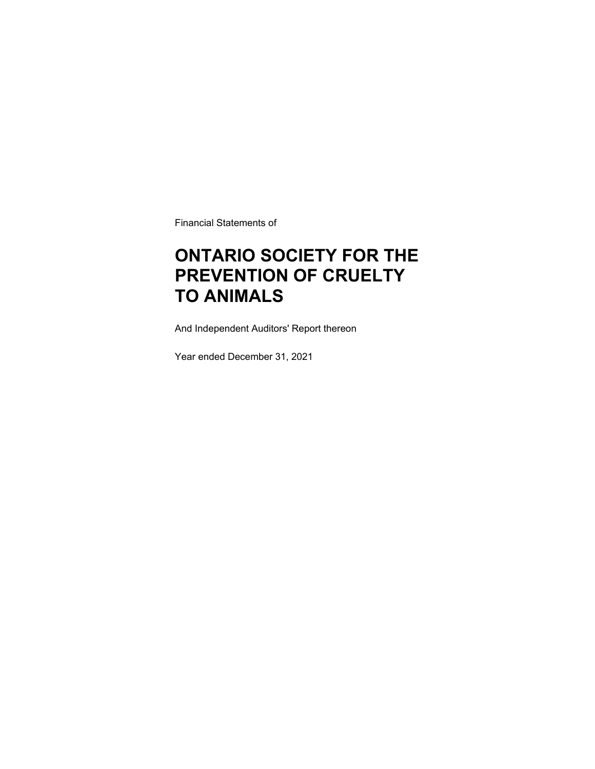Financial Statements of

# ONTARIO SOCIETY FOR THE PREVENTION OF CRUELTY TO ANIMALS

And Independent Auditors' Report thereon

Year ended December 31, 2021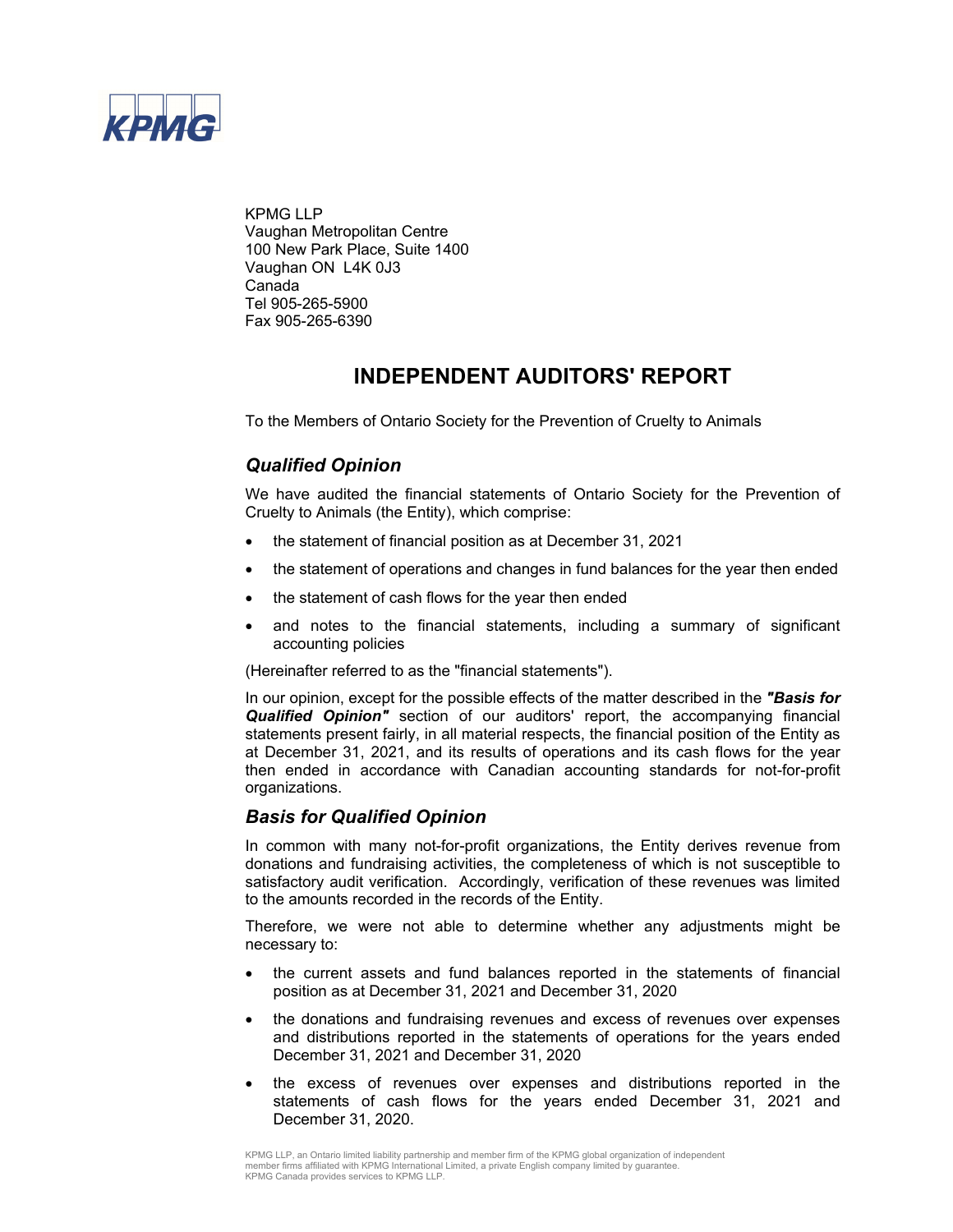KPMG LLP
Vaughan Metropolitan Centre
100 New Park Place, Suite 1400
Vaughan ON L4K 0J3
Canada
Tel 905-265-5900
Fax 905-265-6390

# INDEPENDENT AUDITORS' REPORT

To the Members of Ontario Society for the Prevention of Cruelty to Animals

## *Qualified Opinion*

We have audited the financial statements of Ontario Society for the Prevention of Cruelty to Animals (the Entity), which comprise:

- the statement of financial position as at December 31, 2021
- the statement of operations and changes in fund balances for the year then ended
- the statement of cash flows for the year then ended
- and notes to the financial statements, including a summary of significant accounting policies

(Hereinafter referred to as the "financial statements").

In our opinion, except for the possible effects of the matter described in the ***"Basis for Qualified Opinion"*** section of our auditors' report, the accompanying financial statements present fairly, in all material respects, the financial position of the Entity as at December 31, 2021, and its results of operations and its cash flows for the year then ended in accordance with Canadian accounting standards for not-for-profit organizations.

## *Basis for Qualified Opinion*

In common with many not-for-profit organizations, the Entity derives revenue from donations and fundraising activities, the completeness of which is not susceptible to satisfactory audit verification. Accordingly, verification of these revenues was limited to the amounts recorded in the records of the Entity.

Therefore, we were not able to determine whether any adjustments might be necessary to:

- the current assets and fund balances reported in the statements of financial position as at December 31, 2021 and December 31, 2020
- the donations and fundraising revenues and excess of revenues over expenses and distributions reported in the statements of operations for the years ended December 31, 2021 and December 31, 2020
- the excess of revenues over expenses and distributions reported in the statements of cash flows for the years ended December 31, 2021 and December 31, 2020.

KPMG LLP, an Ontario limited liability partnership and member firm of the KPMG global organization of independent member firms affiliated with KPMG International Limited, a private English company limited by guarantee. KPMG Canada provides services to KPMG LLP.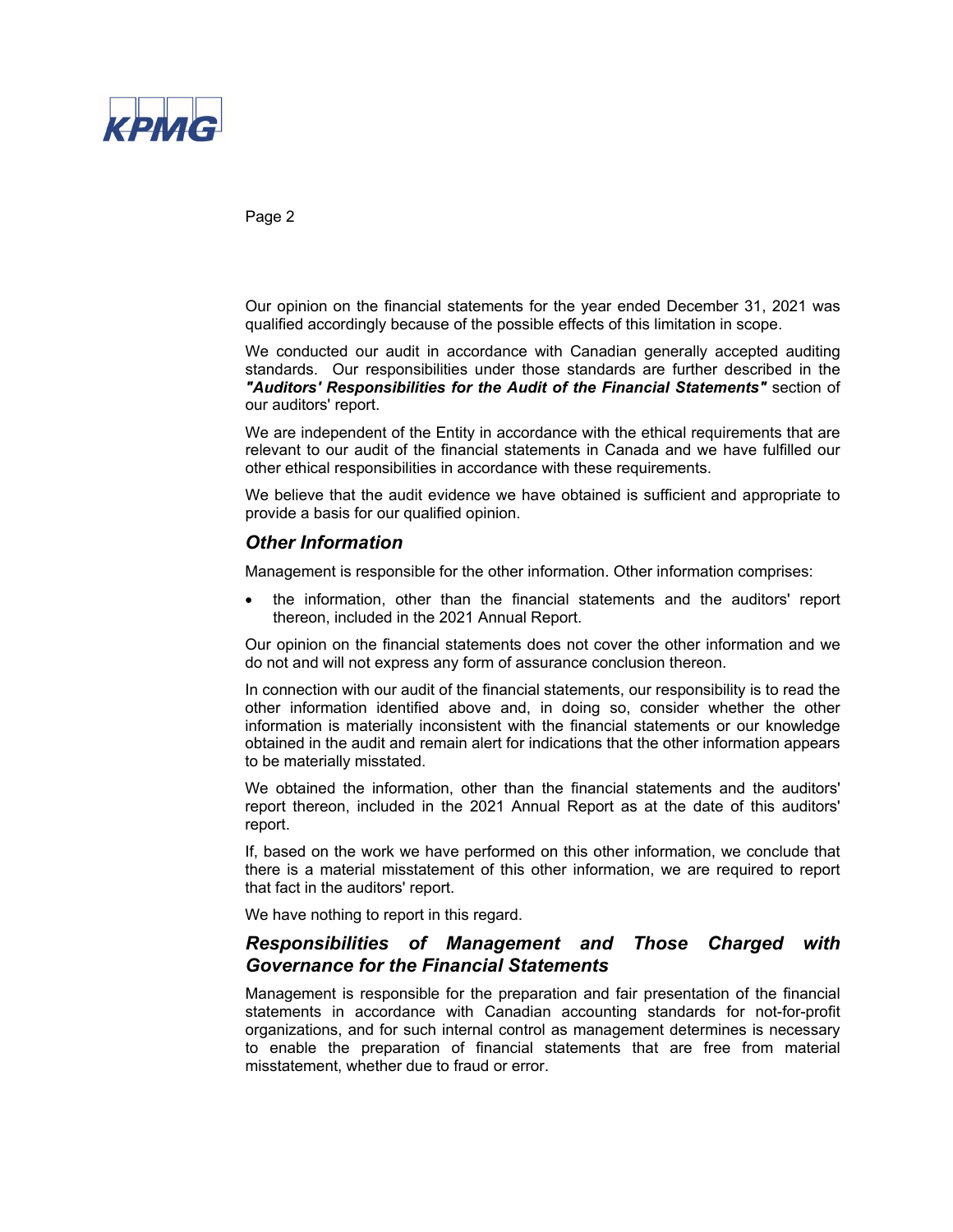Our opinion on the financial statements for the year ended December 31, 2021 was qualified accordingly because of the possible effects of this limitation in scope.

We conducted our audit in accordance with Canadian generally accepted auditing standards. Our responsibilities under those standards are further described in the ***"Auditors' Responsibilities for the Audit of the Financial Statements"*** section of our auditors' report.

We are independent of the Entity in accordance with the ethical requirements that are relevant to our audit of the financial statements in Canada and we have fulfilled our other ethical responsibilities in accordance with these requirements.

We believe that the audit evidence we have obtained is sufficient and appropriate to provide a basis for our qualified opinion.

## *Other Information*

Management is responsible for the other information. Other information comprises:

- the information, other than the financial statements and the auditors' report thereon, included in the 2021 Annual Report.

Our opinion on the financial statements does not cover the other information and we do not and will not express any form of assurance conclusion thereon.

In connection with our audit of the financial statements, our responsibility is to read the other information identified above and, in doing so, consider whether the other information is materially inconsistent with the financial statements or our knowledge obtained in the audit and remain alert for indications that the other information appears to be materially misstated.

We obtained the information, other than the financial statements and the auditors' report thereon, included in the 2021 Annual Report as at the date of this auditors' report.

If, based on the work we have performed on this other information, we conclude that there is a material misstatement of this other information, we are required to report that fact in the auditors' report.

We have nothing to report in this regard.

## *Responsibilities of Management and Those Charged with Governance for the Financial Statements*

Management is responsible for the preparation and fair presentation of the financial statements in accordance with Canadian accounting standards for not-for-profit organizations, and for such internal control as management determines is necessary to enable the preparation of financial statements that are free from material misstatement, whether due to fraud or error.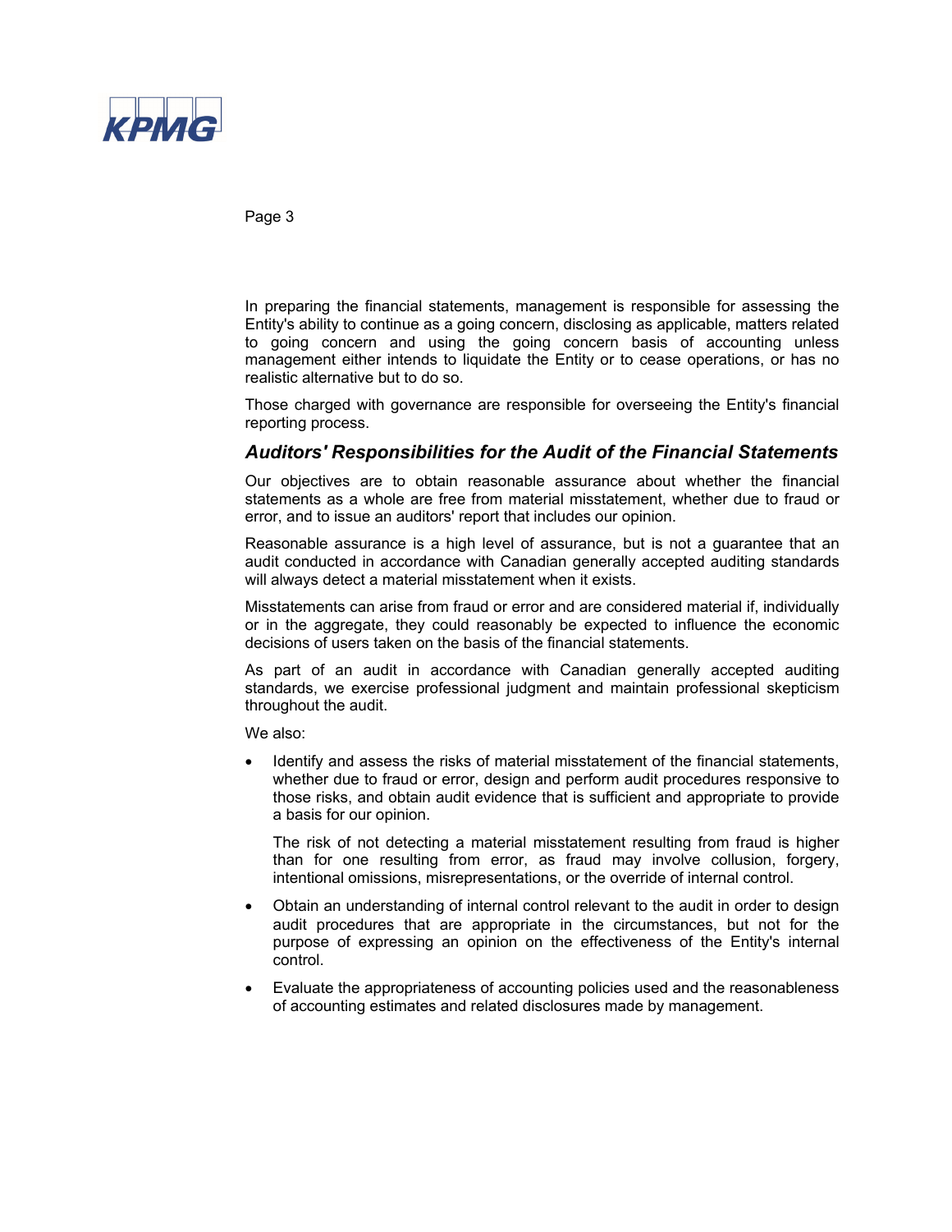In preparing the financial statements, management is responsible for assessing the Entity's ability to continue as a going concern, disclosing as applicable, matters related to going concern and using the going concern basis of accounting unless management either intends to liquidate the Entity or to cease operations, or has no realistic alternative but to do so.

Those charged with governance are responsible for overseeing the Entity's financial reporting process.

## *Auditors' Responsibilities for the Audit of the Financial Statements*

Our objectives are to obtain reasonable assurance about whether the financial statements as a whole are free from material misstatement, whether due to fraud or error, and to issue an auditors' report that includes our opinion.

Reasonable assurance is a high level of assurance, but is not a guarantee that an audit conducted in accordance with Canadian generally accepted auditing standards will always detect a material misstatement when it exists.

Misstatements can arise from fraud or error and are considered material if, individually or in the aggregate, they could reasonably be expected to influence the economic decisions of users taken on the basis of the financial statements.

As part of an audit in accordance with Canadian generally accepted auditing standards, we exercise professional judgment and maintain professional skepticism throughout the audit.

We also:

- Identify and assess the risks of material misstatement of the financial statements, whether due to fraud or error, design and perform audit procedures responsive to those risks, and obtain audit evidence that is sufficient and appropriate to provide a basis for our opinion.

  The risk of not detecting a material misstatement resulting from fraud is higher than for one resulting from error, as fraud may involve collusion, forgery, intentional omissions, misrepresentations, or the override of internal control.

- Obtain an understanding of internal control relevant to the audit in order to design audit procedures that are appropriate in the circumstances, but not for the purpose of expressing an opinion on the effectiveness of the Entity's internal control.

- Evaluate the appropriateness of accounting policies used and the reasonableness of accounting estimates and related disclosures made by management.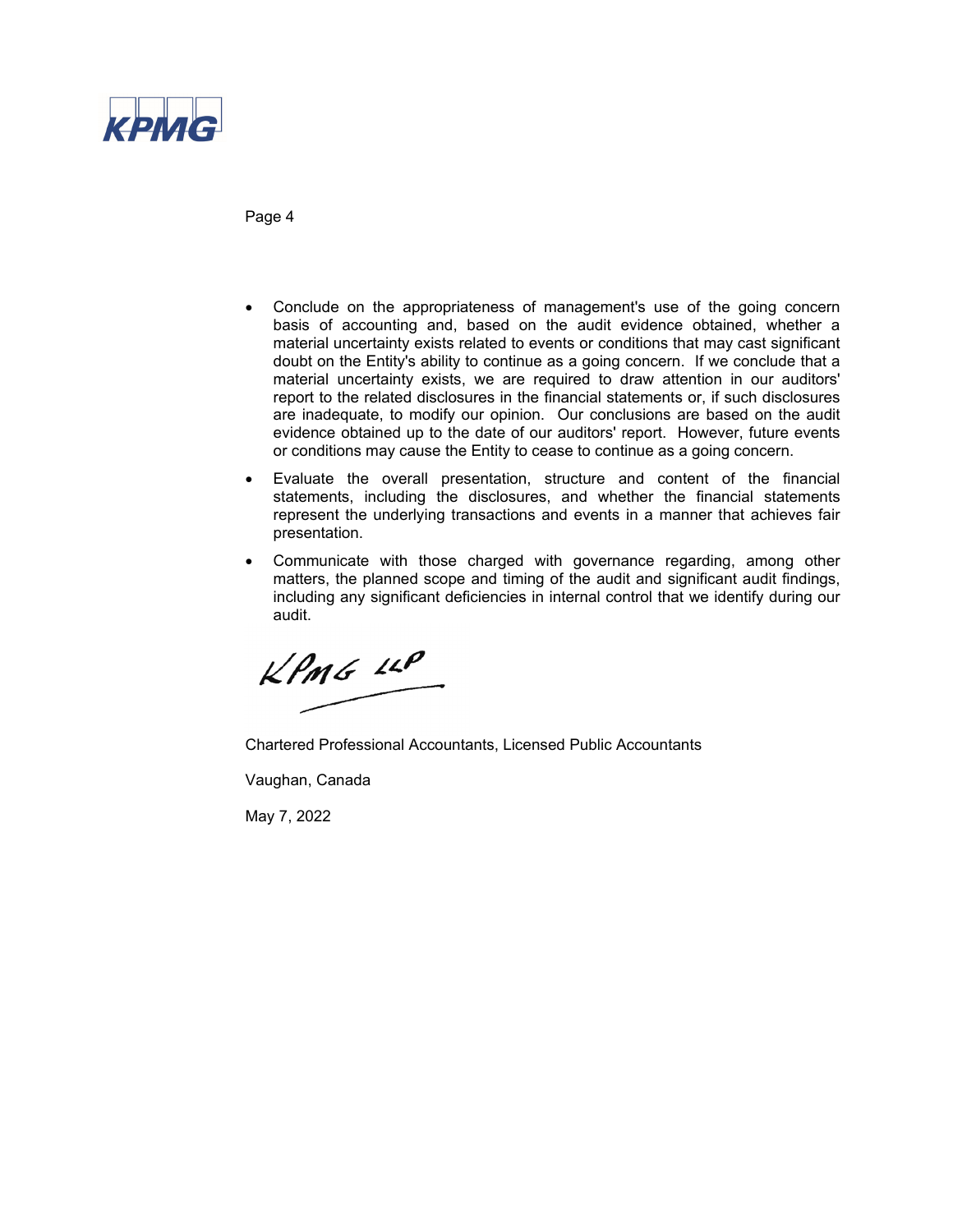- Conclude on the appropriateness of management's use of the going concern basis of accounting and, based on the audit evidence obtained, whether a material uncertainty exists related to events or conditions that may cast significant doubt on the Entity's ability to continue as a going concern. If we conclude that a material uncertainty exists, we are required to draw attention in our auditors' report to the related disclosures in the financial statements or, if such disclosures are inadequate, to modify our opinion. Our conclusions are based on the audit evidence obtained up to the date of our auditors' report. However, future events or conditions may cause the Entity to cease to continue as a going concern.
- Evaluate the overall presentation, structure and content of the financial statements, including the disclosures, and whether the financial statements represent the underlying transactions and events in a manner that achieves fair presentation.
- Communicate with those charged with governance regarding, among other matters, the planned scope and timing of the audit and significant audit findings, including any significant deficiencies in internal control that we identify during our audit.

KPMG LLP

Chartered Professional Accountants, Licensed Public Accountants

Vaughan, Canada

May 7, 2022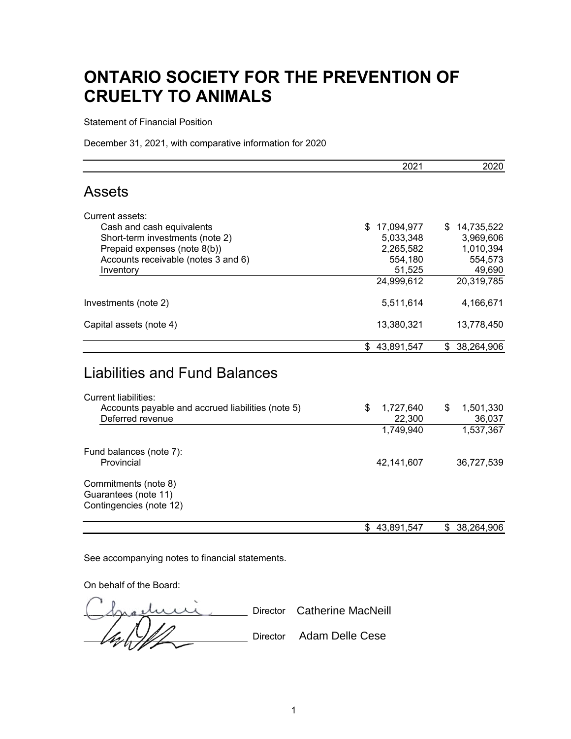# ONTARIO SOCIETY FOR THE PREVENTION OF CRUELTY TO ANIMALS

Statement of Financial Position

December 31, 2021, with comparative information for 2020

| | 2021 | 2020 |
|---|---|---|
| **Assets** | | |
| Current assets: | | |
| Cash and cash equivalents | $ 17,094,977 | $ 14,735,522 |
| Short-term investments (note 2) | 5,033,348 | 3,969,606 |
| Prepaid expenses (note 8(b)) | 2,265,582 | 1,010,394 |
| Accounts receivable (notes 3 and 6) | 554,180 | 554,573 |
| Inventory | 51,525 | 49,690 |
| | 24,999,612 | 20,319,785 |
| Investments (note 2) | 5,511,614 | 4,166,671 |
| Capital assets (note 4) | 13,380,321 | 13,778,450 |
| | $ 43,891,547 | $ 38,264,906 |
| **Liabilities and Fund Balances** | | |
| Current liabilities: | | |
| Accounts payable and accrued liabilities (note 5) | $ 1,727,640 | $ 1,501,330 |
| Deferred revenue | 22,300 | 36,037 |
| | 1,749,940 | 1,537,367 |
| Fund balances (note 7): | | |
| Provincial | 42,141,607 | 36,727,539 |
| Commitments (note 8) | | |
| Guarantees (note 11) | | |
| Contingencies (note 12) | | |
| | $ 43,891,547 | $ 38,264,906 |

See accompanying notes to financial statements.

On behalf of the Board:

Director Catherine MacNeill

Director Adam Delle Cese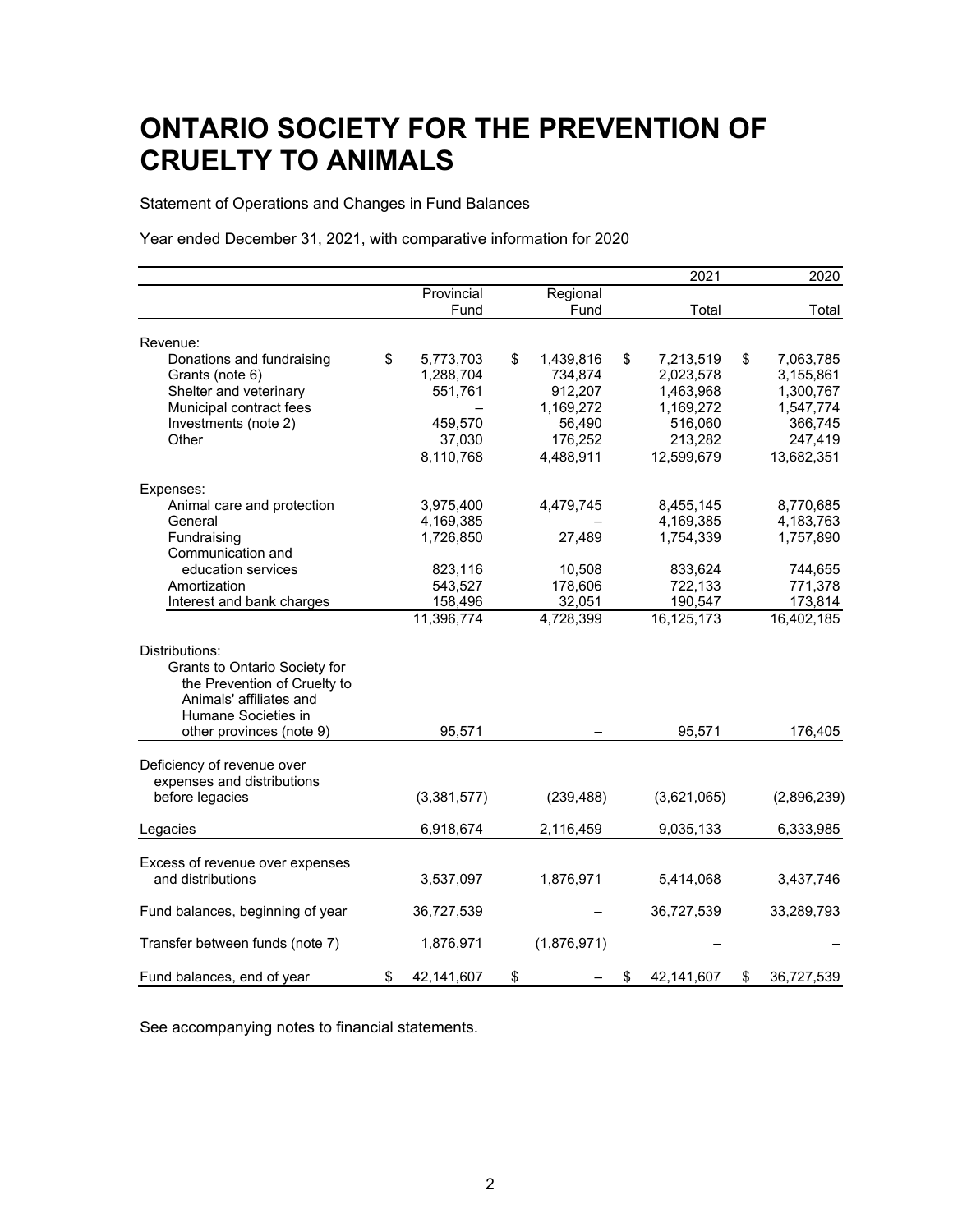# ONTARIO SOCIETY FOR THE PREVENTION OF CRUELTY TO ANIMALS

Statement of Operations and Changes in Fund Balances

Year ended December 31, 2021, with comparative information for 2020

| | | | 2021 | 2020 |
|---|---|---|---|---|
| | Provincial Fund | Regional Fund | Total | Total |
| Revenue: | | | | |
| Donations and fundraising | $ 5,773,703 | $ 1,439,816 | $ 7,213,519 | $ 7,063,785 |
| Grants (note 6) | 1,288,704 | 734,874 | 2,023,578 | 3,155,861 |
| Shelter and veterinary | 551,761 | 912,207 | 1,463,968 | 1,300,767 |
| Municipal contract fees | – | 1,169,272 | 1,169,272 | 1,547,774 |
| Investments (note 2) | 459,570 | 56,490 | 516,060 | 366,745 |
| Other | 37,030 | 176,252 | 213,282 | 247,419 |
| | 8,110,768 | 4,488,911 | 12,599,679 | 13,682,351 |
| Expenses: | | | | |
| Animal care and protection | 3,975,400 | 4,479,745 | 8,455,145 | 8,770,685 |
| General | 4,169,385 | – | 4,169,385 | 4,183,763 |
| Fundraising | 1,726,850 | 27,489 | 1,754,339 | 1,757,890 |
| Communication and education services | 823,116 | 10,508 | 833,624 | 744,655 |
| Amortization | 543,527 | 178,606 | 722,133 | 771,378 |
| Interest and bank charges | 158,496 | 32,051 | 190,547 | 173,814 |
| | 11,396,774 | 4,728,399 | 16,125,173 | 16,402,185 |
| Distributions: | | | | |
| Grants to Ontario Society for the Prevention of Cruelty to Animals' affiliates and Humane Societies in other provinces (note 9) | 95,571 | – | 95,571 | 176,405 |
| Deficiency of revenue over expenses and distributions before legacies | (3,381,577) | (239,488) | (3,621,065) | (2,896,239) |
| Legacies | 6,918,674 | 2,116,459 | 9,035,133 | 6,333,985 |
| Excess of revenue over expenses and distributions | 3,537,097 | 1,876,971 | 5,414,068 | 3,437,746 |
| Fund balances, beginning of year | 36,727,539 | – | 36,727,539 | 33,289,793 |
| Transfer between funds (note 7) | 1,876,971 | (1,876,971) | – | – |
| Fund balances, end of year | $ 42,141,607 | $ – | $ 42,141,607 | $ 36,727,539 |

See accompanying notes to financial statements.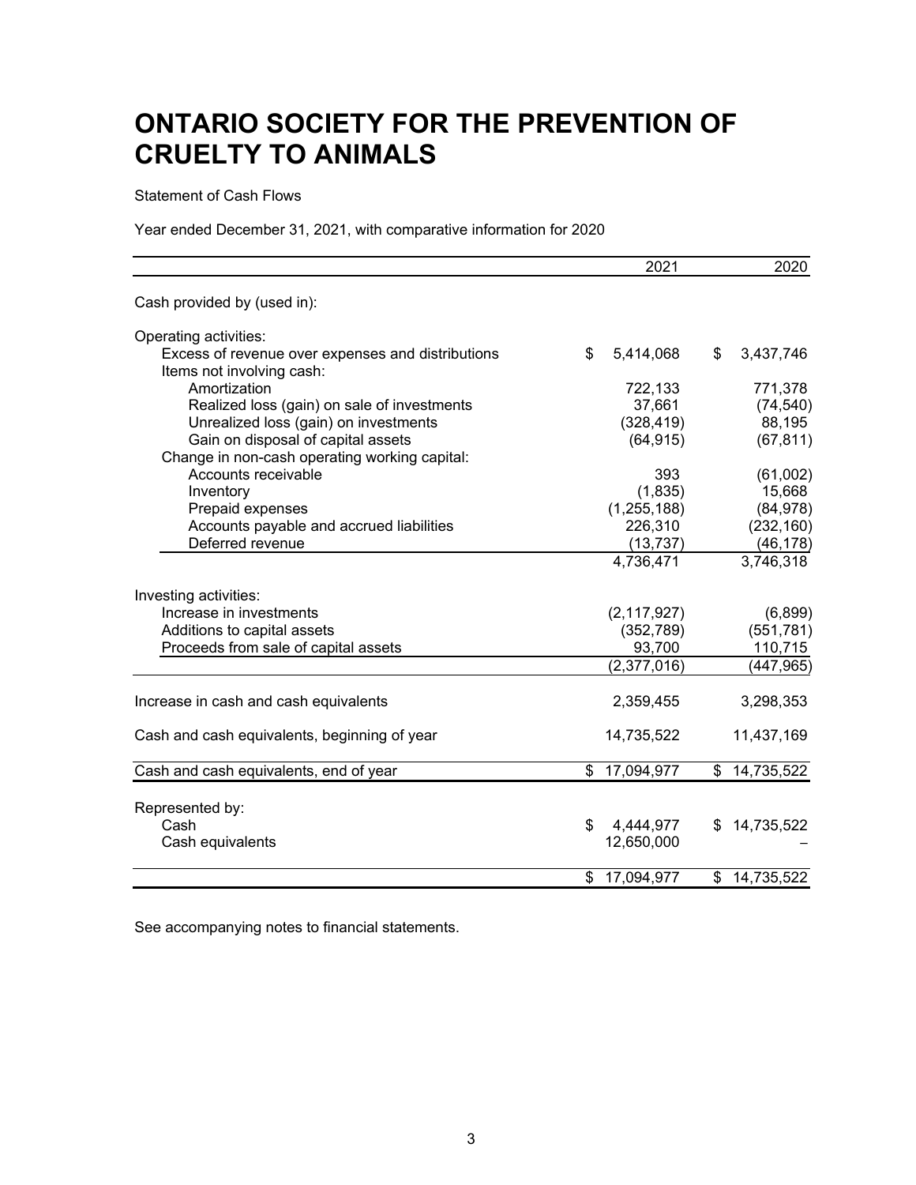# ONTARIO SOCIETY FOR THE PREVENTION OF CRUELTY TO ANIMALS

Statement of Cash Flows

Year ended December 31, 2021, with comparative information for 2020

| | 2021 | 2020 |
|---|---|---|
| Cash provided by (used in): | | |
| Operating activities: | | |
| Excess of revenue over expenses and distributions | $ 5,414,068 | $ 3,437,746 |
| Items not involving cash: | | |
| Amortization | 722,133 | 771,378 |
| Realized loss (gain) on sale of investments | 37,661 | (74,540) |
| Unrealized loss (gain) on investments | (328,419) | 88,195 |
| Gain on disposal of capital assets | (64,915) | (67,811) |
| Change in non-cash operating working capital: | | |
| Accounts receivable | 393 | (61,002) |
| Inventory | (1,835) | 15,668 |
| Prepaid expenses | (1,255,188) | (84,978) |
| Accounts payable and accrued liabilities | 226,310 | (232,160) |
| Deferred revenue | (13,737) | (46,178) |
| | 4,736,471 | 3,746,318 |
| Investing activities: | | |
| Increase in investments | (2,117,927) | (6,899) |
| Additions to capital assets | (352,789) | (551,781) |
| Proceeds from sale of capital assets | 93,700 | 110,715 |
| | (2,377,016) | (447,965) |
| Increase in cash and cash equivalents | 2,359,455 | 3,298,353 |
| Cash and cash equivalents, beginning of year | 14,735,522 | 11,437,169 |
| Cash and cash equivalents, end of year | $ 17,094,977 | $ 14,735,522 |
| Represented by: | | |
| Cash | $ 4,444,977 | $ 14,735,522 |
| Cash equivalents | 12,650,000 | – |
| | $ 17,094,977 | $ 14,735,522 |

See accompanying notes to financial statements.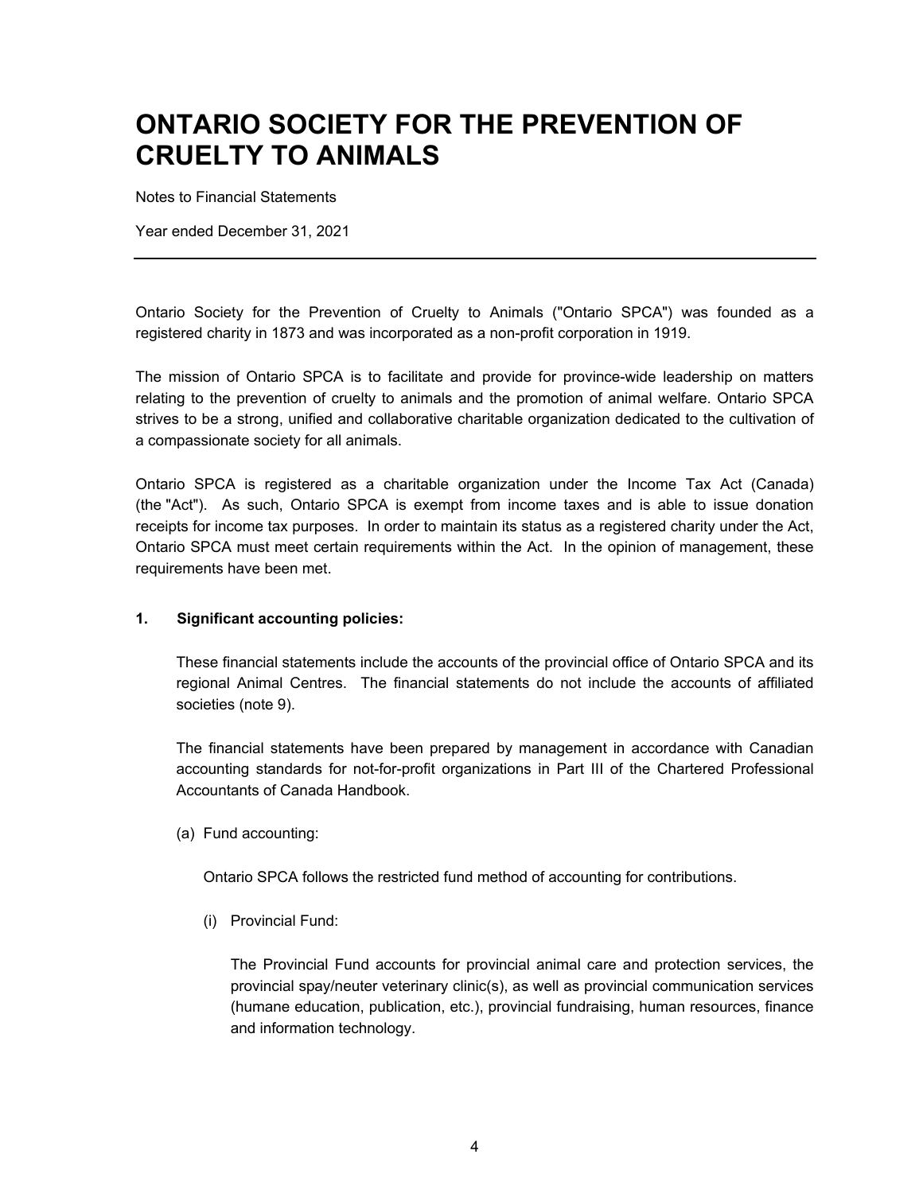# ONTARIO SOCIETY FOR THE PREVENTION OF CRUELTY TO ANIMALS

Notes to Financial Statements

Year ended December 31, 2021

---

Ontario Society for the Prevention of Cruelty to Animals ("Ontario SPCA") was founded as a registered charity in 1873 and was incorporated as a non-profit corporation in 1919.

The mission of Ontario SPCA is to facilitate and provide for province-wide leadership on matters relating to the prevention of cruelty to animals and the promotion of animal welfare. Ontario SPCA strives to be a strong, unified and collaborative charitable organization dedicated to the cultivation of a compassionate society for all animals.

Ontario SPCA is registered as a charitable organization under the Income Tax Act (Canada) (the "Act"). As such, Ontario SPCA is exempt from income taxes and is able to issue donation receipts for income tax purposes. In order to maintain its status as a registered charity under the Act, Ontario SPCA must meet certain requirements within the Act. In the opinion of management, these requirements have been met.

**1. Significant accounting policies:**

These financial statements include the accounts of the provincial office of Ontario SPCA and its regional Animal Centres. The financial statements do not include the accounts of affiliated societies (note 9).

The financial statements have been prepared by management in accordance with Canadian accounting standards for not-for-profit organizations in Part III of the Chartered Professional Accountants of Canada Handbook.

(a) Fund accounting:

Ontario SPCA follows the restricted fund method of accounting for contributions.

(i) Provincial Fund:

The Provincial Fund accounts for provincial animal care and protection services, the provincial spay/neuter veterinary clinic(s), as well as provincial communication services (humane education, publication, etc.), provincial fundraising, human resources, finance and information technology.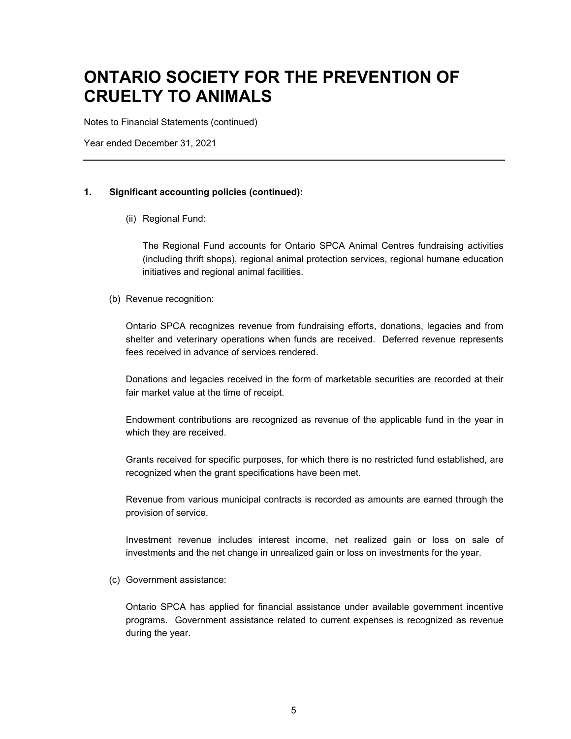# ONTARIO SOCIETY FOR THE PREVENTION OF CRUELTY TO ANIMALS

Notes to Financial Statements (continued)

Year ended December 31, 2021

---

**1. Significant accounting policies (continued):**

(ii) Regional Fund:

The Regional Fund accounts for Ontario SPCA Animal Centres fundraising activities (including thrift shops), regional animal protection services, regional humane education initiatives and regional animal facilities.

(b) Revenue recognition:

Ontario SPCA recognizes revenue from fundraising efforts, donations, legacies and from shelter and veterinary operations when funds are received. Deferred revenue represents fees received in advance of services rendered.

Donations and legacies received in the form of marketable securities are recorded at their fair market value at the time of receipt.

Endowment contributions are recognized as revenue of the applicable fund in the year in which they are received.

Grants received for specific purposes, for which there is no restricted fund established, are recognized when the grant specifications have been met.

Revenue from various municipal contracts is recorded as amounts are earned through the provision of service.

Investment revenue includes interest income, net realized gain or loss on sale of investments and the net change in unrealized gain or loss on investments for the year.

(c) Government assistance:

Ontario SPCA has applied for financial assistance under available government incentive programs. Government assistance related to current expenses is recognized as revenue during the year.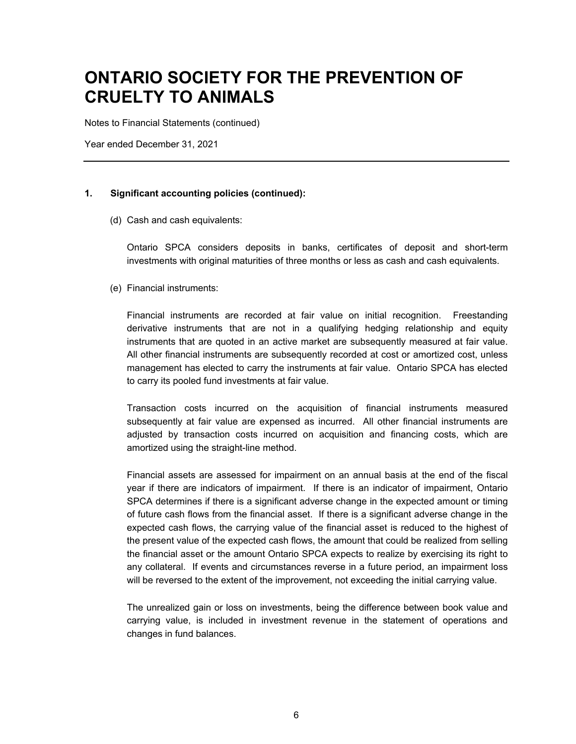# ONTARIO SOCIETY FOR THE PREVENTION OF CRUELTY TO ANIMALS

Notes to Financial Statements (continued)

Year ended December 31, 2021

---

**1. Significant accounting policies (continued):**

(d) Cash and cash equivalents:

Ontario SPCA considers deposits in banks, certificates of deposit and short-term investments with original maturities of three months or less as cash and cash equivalents.

(e) Financial instruments:

Financial instruments are recorded at fair value on initial recognition. Freestanding derivative instruments that are not in a qualifying hedging relationship and equity instruments that are quoted in an active market are subsequently measured at fair value. All other financial instruments are subsequently recorded at cost or amortized cost, unless management has elected to carry the instruments at fair value. Ontario SPCA has elected to carry its pooled fund investments at fair value.

Transaction costs incurred on the acquisition of financial instruments measured subsequently at fair value are expensed as incurred. All other financial instruments are adjusted by transaction costs incurred on acquisition and financing costs, which are amortized using the straight-line method.

Financial assets are assessed for impairment on an annual basis at the end of the fiscal year if there are indicators of impairment. If there is an indicator of impairment, Ontario SPCA determines if there is a significant adverse change in the expected amount or timing of future cash flows from the financial asset. If there is a significant adverse change in the expected cash flows, the carrying value of the financial asset is reduced to the highest of the present value of the expected cash flows, the amount that could be realized from selling the financial asset or the amount Ontario SPCA expects to realize by exercising its right to any collateral. If events and circumstances reverse in a future period, an impairment loss will be reversed to the extent of the improvement, not exceeding the initial carrying value.

The unrealized gain or loss on investments, being the difference between book value and carrying value, is included in investment revenue in the statement of operations and changes in fund balances.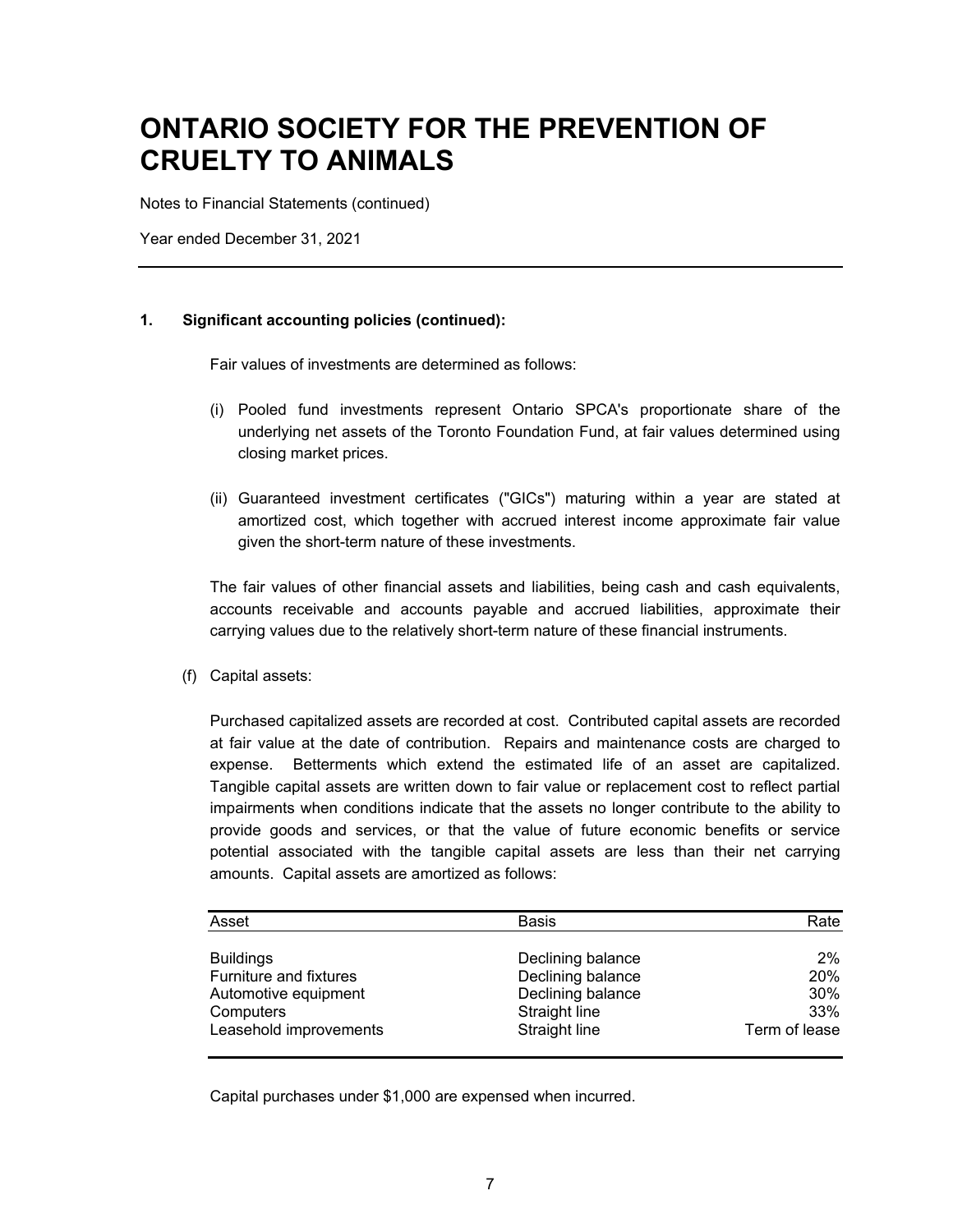# ONTARIO SOCIETY FOR THE PREVENTION OF CRUELTY TO ANIMALS

Notes to Financial Statements (continued)

Year ended December 31, 2021

**1. Significant accounting policies (continued):**

Fair values of investments are determined as follows:

(i) Pooled fund investments represent Ontario SPCA's proportionate share of the underlying net assets of the Toronto Foundation Fund, at fair values determined using closing market prices.

(ii) Guaranteed investment certificates ("GICs") maturing within a year are stated at amortized cost, which together with accrued interest income approximate fair value given the short-term nature of these investments.

The fair values of other financial assets and liabilities, being cash and cash equivalents, accounts receivable and accounts payable and accrued liabilities, approximate their carrying values due to the relatively short-term nature of these financial instruments.

(f) Capital assets:

Purchased capitalized assets are recorded at cost. Contributed capital assets are recorded at fair value at the date of contribution. Repairs and maintenance costs are charged to expense. Betterments which extend the estimated life of an asset are capitalized. Tangible capital assets are written down to fair value or replacement cost to reflect partial impairments when conditions indicate that the assets no longer contribute to the ability to provide goods and services, or that the value of future economic benefits or service potential associated with the tangible capital assets are less than their net carrying amounts. Capital assets are amortized as follows:

| Asset | Basis | Rate |
|---|---|---|
| Buildings | Declining balance | 2% |
| Furniture and fixtures | Declining balance | 20% |
| Automotive equipment | Declining balance | 30% |
| Computers | Straight line | 33% |
| Leasehold improvements | Straight line | Term of lease |

Capital purchases under $1,000 are expensed when incurred.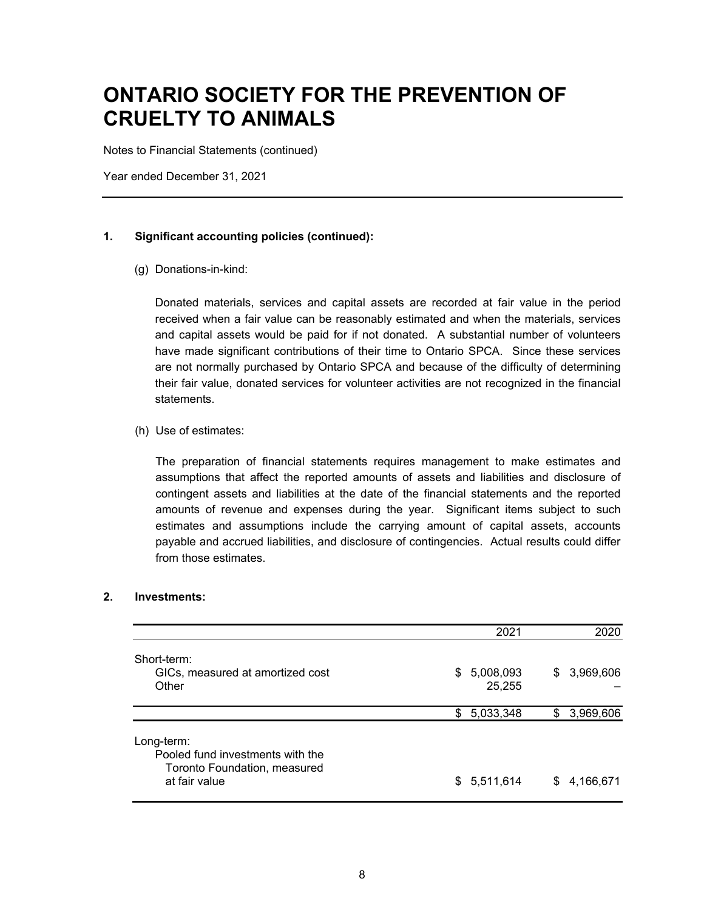# ONTARIO SOCIETY FOR THE PREVENTION OF CRUELTY TO ANIMALS

Notes to Financial Statements (continued)

Year ended December 31, 2021

---

**1. Significant accounting policies (continued):**

(g) Donations-in-kind:

Donated materials, services and capital assets are recorded at fair value in the period received when a fair value can be reasonably estimated and when the materials, services and capital assets would be paid for if not donated. A substantial number of volunteers have made significant contributions of their time to Ontario SPCA. Since these services are not normally purchased by Ontario SPCA and because of the difficulty of determining their fair value, donated services for volunteer activities are not recognized in the financial statements.

(h) Use of estimates:

The preparation of financial statements requires management to make estimates and assumptions that affect the reported amounts of assets and liabilities and disclosure of contingent assets and liabilities at the date of the financial statements and the reported amounts of revenue and expenses during the year. Significant items subject to such estimates and assumptions include the carrying amount of capital assets, accounts payable and accrued liabilities, and disclosure of contingencies. Actual results could differ from those estimates.

**2. Investments:**

| | 2021 | 2020 |
|---|---|---|
| Short-term: | | |
| GICs, measured at amortized cost | $ 5,008,093 | $ 3,969,606 |
| Other | 25,255 | – |
| | $ 5,033,348 | $ 3,969,606 |
| Long-term: | | |
| Pooled fund investments with the Toronto Foundation, measured at fair value | $ 5,511,614 | $ 4,166,671 |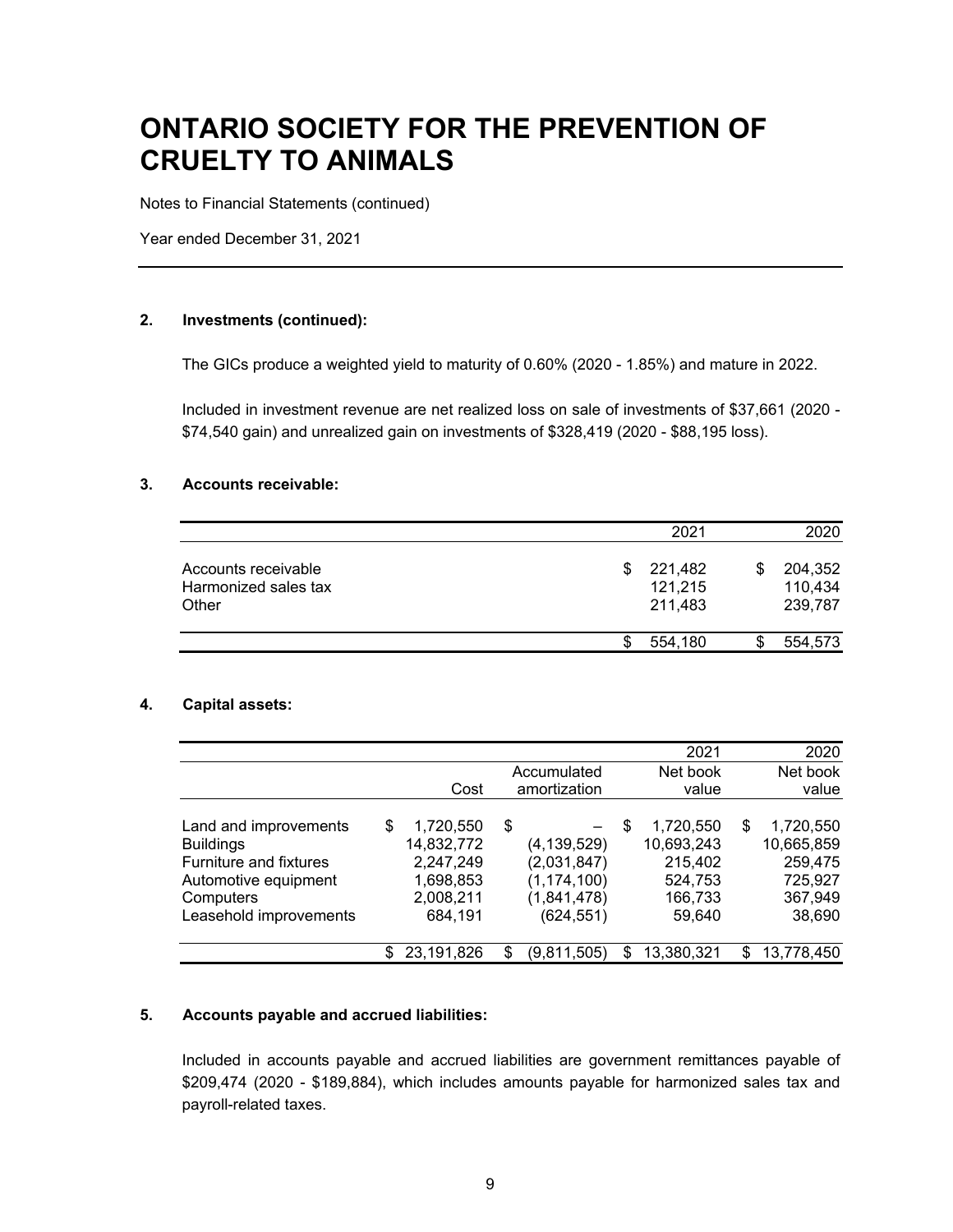## 2. Investments (continued):

The GICs produce a weighted yield to maturity of 0.60% (2020 - 1.85%) and mature in 2022.

Included in investment revenue are net realized loss on sale of investments of $37,661 (2020 - $74,540 gain) and unrealized gain on investments of $328,419 (2020 - $88,195 loss).

## 3. Accounts receivable:

| | 2021 | 2020 |
|---|---:|---:|
| Accounts receivable | $ 221,482 | $ 204,352 |
| Harmonized sales tax | 121,215 | 110,434 |
| Other | 211,483 | 239,787 |
| | $ 554,180 | $ 554,573 |

## 4. Capital assets:

| | Cost | Accumulated amortization | 2021 Net book value | 2020 Net book value |
|---|---:|---:|---:|---:|
| Land and improvements | $ 1,720,550 | $ – | $ 1,720,550 | $ 1,720,550 |
| Buildings | 14,832,772 | (4,139,529) | 10,693,243 | 10,665,859 |
| Furniture and fixtures | 2,247,249 | (2,031,847) | 215,402 | 259,475 |
| Automotive equipment | 1,698,853 | (1,174,100) | 524,753 | 725,927 |
| Computers | 2,008,211 | (1,841,478) | 166,733 | 367,949 |
| Leasehold improvements | 684,191 | (624,551) | 59,640 | 38,690 |
| | $ 23,191,826 | $ (9,811,505) | $ 13,380,321 | $ 13,778,450 |

## 5. Accounts payable and accrued liabilities:

Included in accounts payable and accrued liabilities are government remittances payable of $209,474 (2020 - $189,884), which includes amounts payable for harmonized sales tax and payroll-related taxes.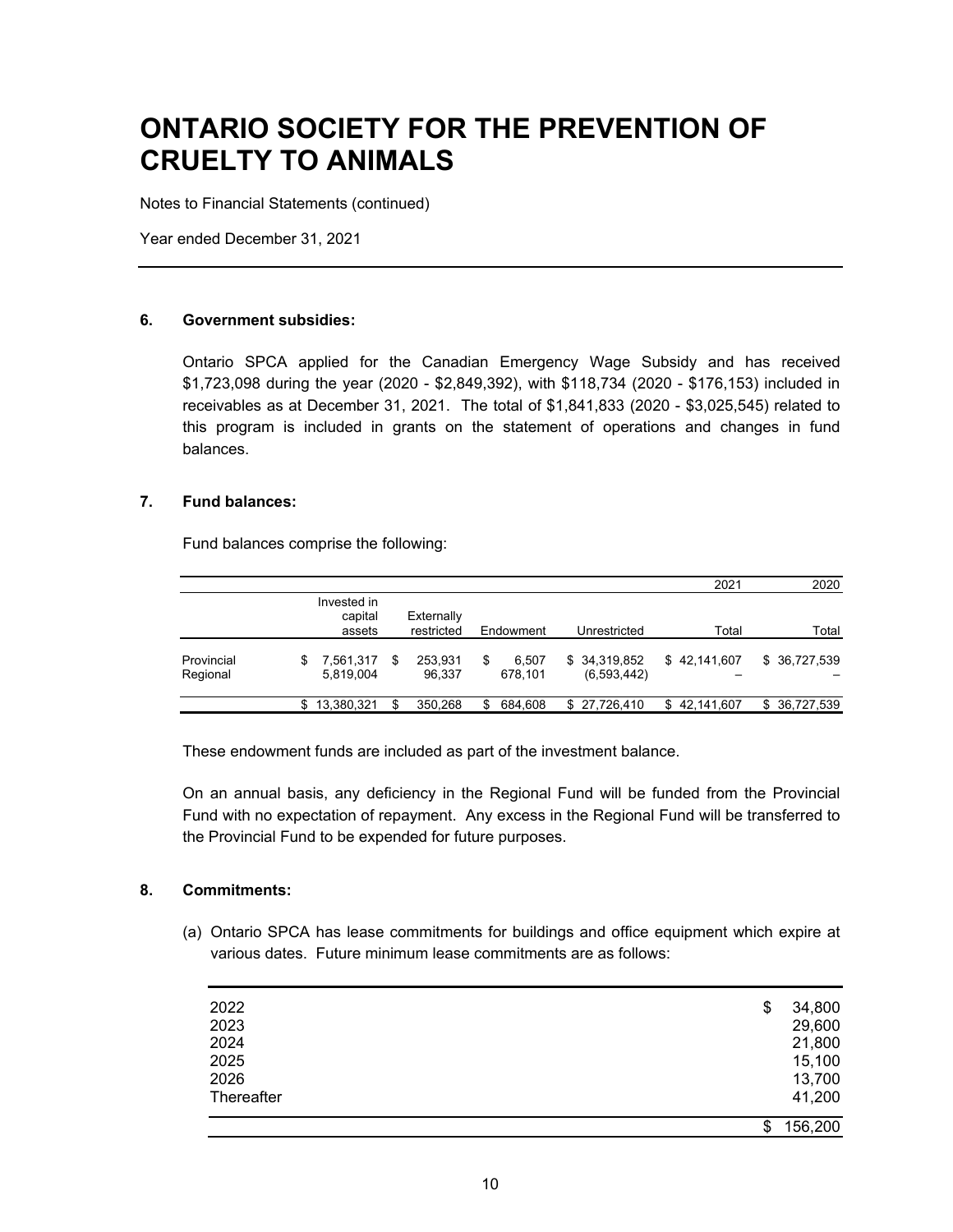# ONTARIO SOCIETY FOR THE PREVENTION OF CRUELTY TO ANIMALS

Notes to Financial Statements (continued)

Year ended December 31, 2021

---

## 6. Government subsidies:

Ontario SPCA applied for the Canadian Emergency Wage Subsidy and has received $1,723,098 during the year (2020 - $2,849,392), with $118,734 (2020 - $176,153) included in receivables as at December 31, 2021. The total of $1,841,833 (2020 - $3,025,545) related to this program is included in grants on the statement of operations and changes in fund balances.

## 7. Fund balances:

Fund balances comprise the following:

| | | | | | 2021 | 2020 |
|---|---|---|---|---|---|---|
| | Invested in capital assets | Externally restricted | Endowment | Unrestricted | Total | Total |
| Provincial | $ 7,561,317 | $ 253,931 | $ 6,507 | $ 34,319,852 | $ 42,141,607 | $ 36,727,539 |
| Regional | 5,819,004 | 96,337 | 678,101 | (6,593,442) | – | – |
| | $ 13,380,321 | $ 350,268 | $ 684,608 | $ 27,726,410 | $ 42,141,607 | $ 36,727,539 |

These endowment funds are included as part of the investment balance.

On an annual basis, any deficiency in the Regional Fund will be funded from the Provincial Fund with no expectation of repayment. Any excess in the Regional Fund will be transferred to the Provincial Fund to be expended for future purposes.

## 8. Commitments:

(a) Ontario SPCA has lease commitments for buildings and office equipment which expire at various dates. Future minimum lease commitments are as follows:

| | |
|---|---|
| 2022 | $ 34,800 |
| 2023 | 29,600 |
| 2024 | 21,800 |
| 2025 | 15,100 |
| 2026 | 13,700 |
| Thereafter | 41,200 |
| | $ 156,200 |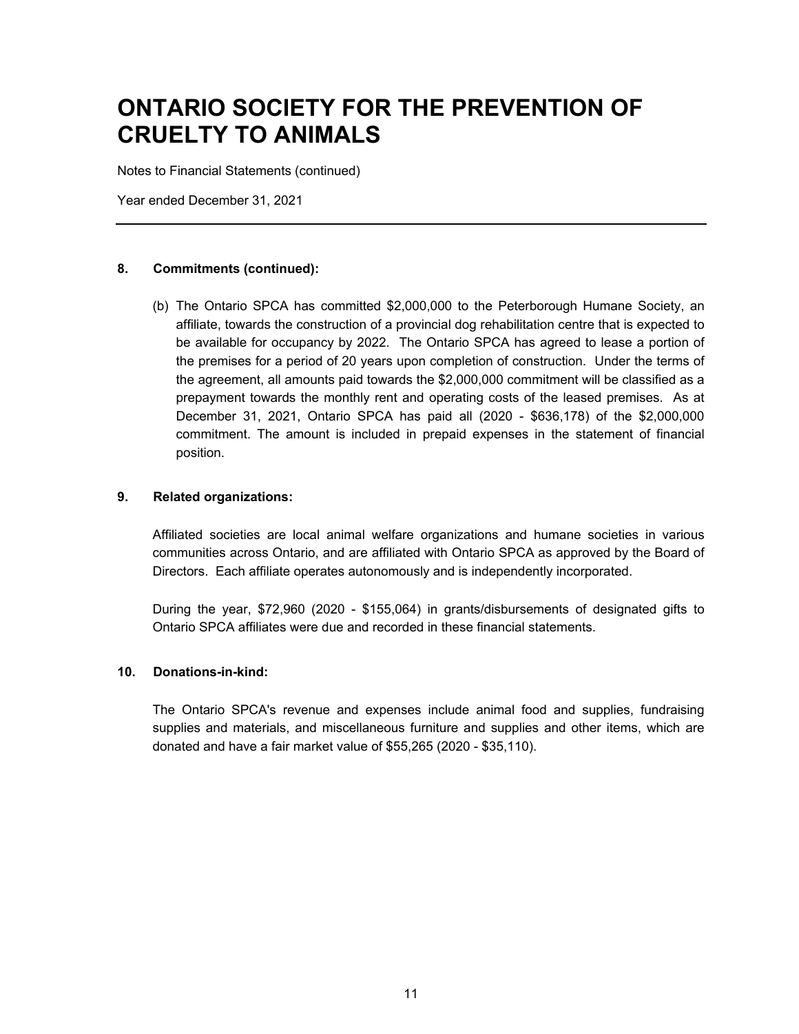# ONTARIO SOCIETY FOR THE PREVENTION OF CRUELTY TO ANIMALS

Notes to Financial Statements (continued)

Year ended December 31, 2021

---

**8. Commitments (continued):**

(b) The Ontario SPCA has committed $2,000,000 to the Peterborough Humane Society, an affiliate, towards the construction of a provincial dog rehabilitation centre that is expected to be available for occupancy by 2022. The Ontario SPCA has agreed to lease a portion of the premises for a period of 20 years upon completion of construction. Under the terms of the agreement, all amounts paid towards the $2,000,000 commitment will be classified as a prepayment towards the monthly rent and operating costs of the leased premises. As at December 31, 2021, Ontario SPCA has paid all (2020 - $636,178) of the $2,000,000 commitment. The amount is included in prepaid expenses in the statement of financial position.

**9. Related organizations:**

Affiliated societies are local animal welfare organizations and humane societies in various communities across Ontario, and are affiliated with Ontario SPCA as approved by the Board of Directors. Each affiliate operates autonomously and is independently incorporated.

During the year, $72,960 (2020 - $155,064) in grants/disbursements of designated gifts to Ontario SPCA affiliates were due and recorded in these financial statements.

**10. Donations-in-kind:**

The Ontario SPCA's revenue and expenses include animal food and supplies, fundraising supplies and materials, and miscellaneous furniture and supplies and other items, which are donated and have a fair market value of $55,265 (2020 - $35,110).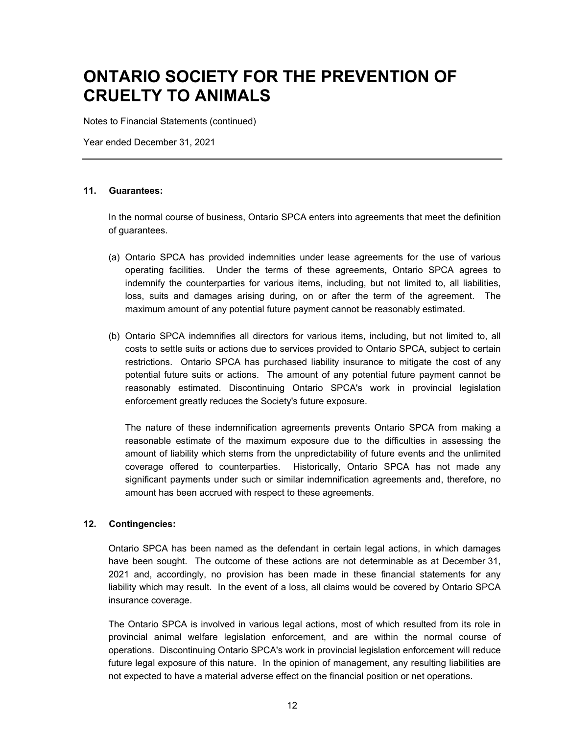# ONTARIO SOCIETY FOR THE PREVENTION OF CRUELTY TO ANIMALS

Notes to Financial Statements (continued)

Year ended December 31, 2021

---

**11. Guarantees:**

In the normal course of business, Ontario SPCA enters into agreements that meet the definition of guarantees.

(a) Ontario SPCA has provided indemnities under lease agreements for the use of various operating facilities. Under the terms of these agreements, Ontario SPCA agrees to indemnify the counterparties for various items, including, but not limited to, all liabilities, loss, suits and damages arising during, on or after the term of the agreement. The maximum amount of any potential future payment cannot be reasonably estimated.

(b) Ontario SPCA indemnifies all directors for various items, including, but not limited to, all costs to settle suits or actions due to services provided to Ontario SPCA, subject to certain restrictions. Ontario SPCA has purchased liability insurance to mitigate the cost of any potential future suits or actions. The amount of any potential future payment cannot be reasonably estimated. Discontinuing Ontario SPCA's work in provincial legislation enforcement greatly reduces the Society's future exposure.

The nature of these indemnification agreements prevents Ontario SPCA from making a reasonable estimate of the maximum exposure due to the difficulties in assessing the amount of liability which stems from the unpredictability of future events and the unlimited coverage offered to counterparties. Historically, Ontario SPCA has not made any significant payments under such or similar indemnification agreements and, therefore, no amount has been accrued with respect to these agreements.

**12. Contingencies:**

Ontario SPCA has been named as the defendant in certain legal actions, in which damages have been sought. The outcome of these actions are not determinable as at December 31, 2021 and, accordingly, no provision has been made in these financial statements for any liability which may result. In the event of a loss, all claims would be covered by Ontario SPCA insurance coverage.

The Ontario SPCA is involved in various legal actions, most of which resulted from its role in provincial animal welfare legislation enforcement, and are within the normal course of operations. Discontinuing Ontario SPCA's work in provincial legislation enforcement will reduce future legal exposure of this nature. In the opinion of management, any resulting liabilities are not expected to have a material adverse effect on the financial position or net operations.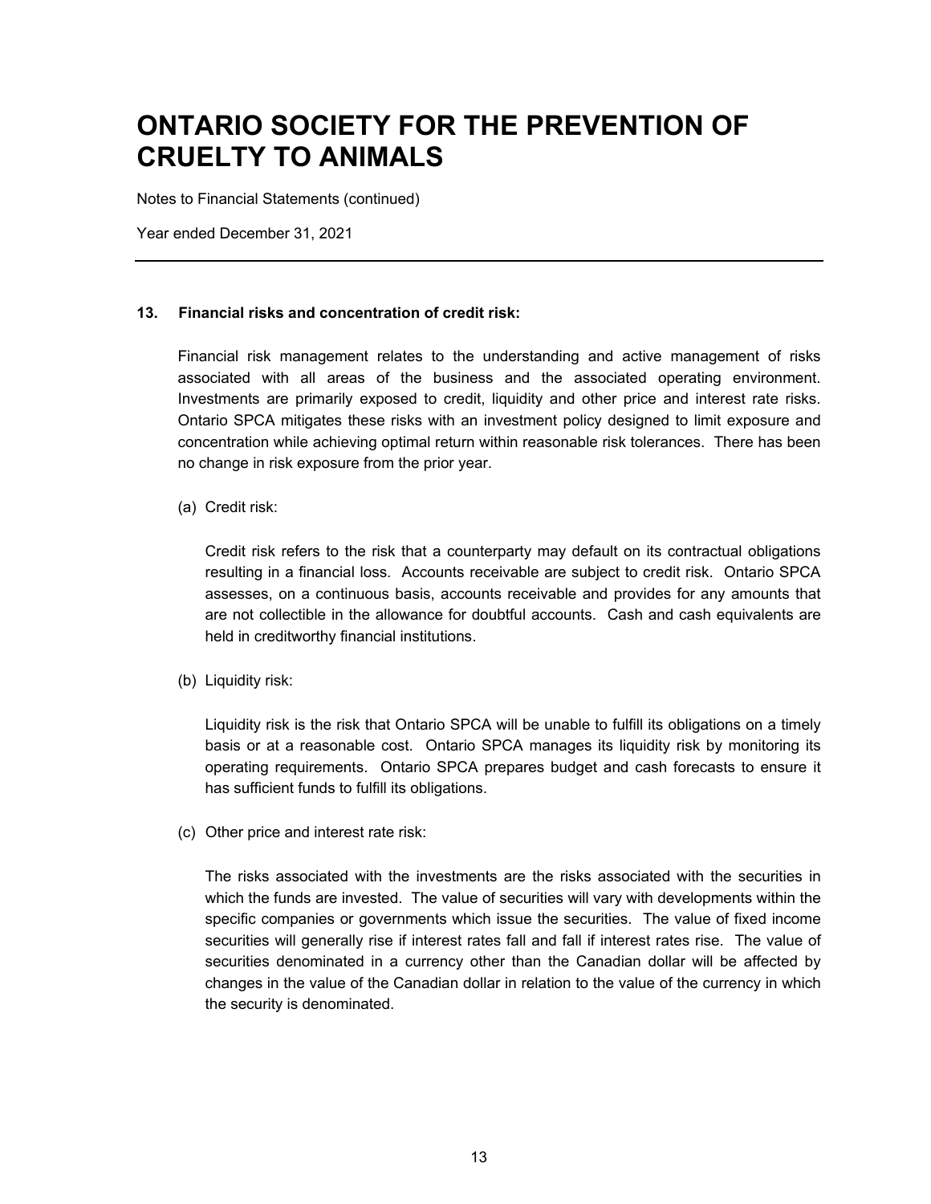# ONTARIO SOCIETY FOR THE PREVENTION OF CRUELTY TO ANIMALS

Notes to Financial Statements (continued)

Year ended December 31, 2021

---

**13. Financial risks and concentration of credit risk:**

Financial risk management relates to the understanding and active management of risks associated with all areas of the business and the associated operating environment. Investments are primarily exposed to credit, liquidity and other price and interest rate risks. Ontario SPCA mitigates these risks with an investment policy designed to limit exposure and concentration while achieving optimal return within reasonable risk tolerances. There has been no change in risk exposure from the prior year.

(a) Credit risk:

Credit risk refers to the risk that a counterparty may default on its contractual obligations resulting in a financial loss. Accounts receivable are subject to credit risk. Ontario SPCA assesses, on a continuous basis, accounts receivable and provides for any amounts that are not collectible in the allowance for doubtful accounts. Cash and cash equivalents are held in creditworthy financial institutions.

(b) Liquidity risk:

Liquidity risk is the risk that Ontario SPCA will be unable to fulfill its obligations on a timely basis or at a reasonable cost. Ontario SPCA manages its liquidity risk by monitoring its operating requirements. Ontario SPCA prepares budget and cash forecasts to ensure it has sufficient funds to fulfill its obligations.

(c) Other price and interest rate risk:

The risks associated with the investments are the risks associated with the securities in which the funds are invested. The value of securities will vary with developments within the specific companies or governments which issue the securities. The value of fixed income securities will generally rise if interest rates fall and fall if interest rates rise. The value of securities denominated in a currency other than the Canadian dollar will be affected by changes in the value of the Canadian dollar in relation to the value of the currency in which the security is denominated.